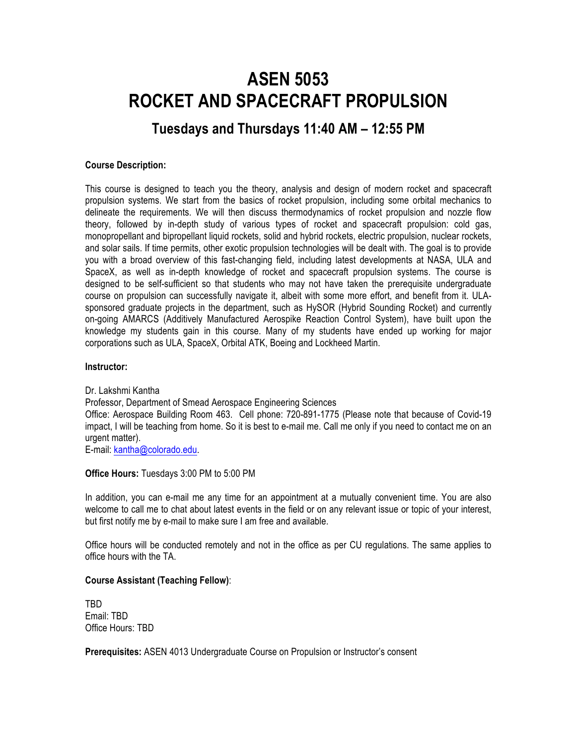# ASEN 5053
# ROCKET AND SPACECRAFT PROPULSION

## Tuesdays and Thursdays 11:40 AM – 12:55 PM

**Course Description:**

This course is designed to teach you the theory, analysis and design of modern rocket and spacecraft propulsion systems. We start from the basics of rocket propulsion, including some orbital mechanics to delineate the requirements. We will then discuss thermodynamics of rocket propulsion and nozzle flow theory, followed by in-depth study of various types of rocket and spacecraft propulsion: cold gas, monopropellant and bipropellant liquid rockets, solid and hybrid rockets, electric propulsion, nuclear rockets, and solar sails. If time permits, other exotic propulsion technologies will be dealt with. The goal is to provide you with a broad overview of this fast-changing field, including latest developments at NASA, ULA and SpaceX, as well as in-depth knowledge of rocket and spacecraft propulsion systems. The course is designed to be self-sufficient so that students who may not have taken the prerequisite undergraduate course on propulsion can successfully navigate it, albeit with some more effort, and benefit from it. ULA-sponsored graduate projects in the department, such as HySOR (Hybrid Sounding Rocket) and currently on-going AMARCS (Additively Manufactured Aerospike Reaction Control System), have built upon the knowledge my students gain in this course. Many of my students have ended up working for major corporations such as ULA, SpaceX, Orbital ATK, Boeing and Lockheed Martin.

**Instructor:**

Dr. Lakshmi Kantha
Professor, Department of Smead Aerospace Engineering Sciences
Office: Aerospace Building Room 463. Cell phone: 720-891-1775 (Please note that because of Covid-19 impact, I will be teaching from home. So it is best to e-mail me. Call me only if you need to contact me on an urgent matter).
E-mail: kantha@colorado.edu.

**Office Hours:** Tuesdays 3:00 PM to 5:00 PM

In addition, you can e-mail me any time for an appointment at a mutually convenient time. You are also welcome to call me to chat about latest events in the field or on any relevant issue or topic of your interest, but first notify me by e-mail to make sure I am free and available.

Office hours will be conducted remotely and not in the office as per CU regulations. The same applies to office hours with the TA.

**Course Assistant (Teaching Fellow)**:

TBD
Email: TBD
Office Hours: TBD

**Prerequisites:** ASEN 4013 Undergraduate Course on Propulsion or Instructor's consent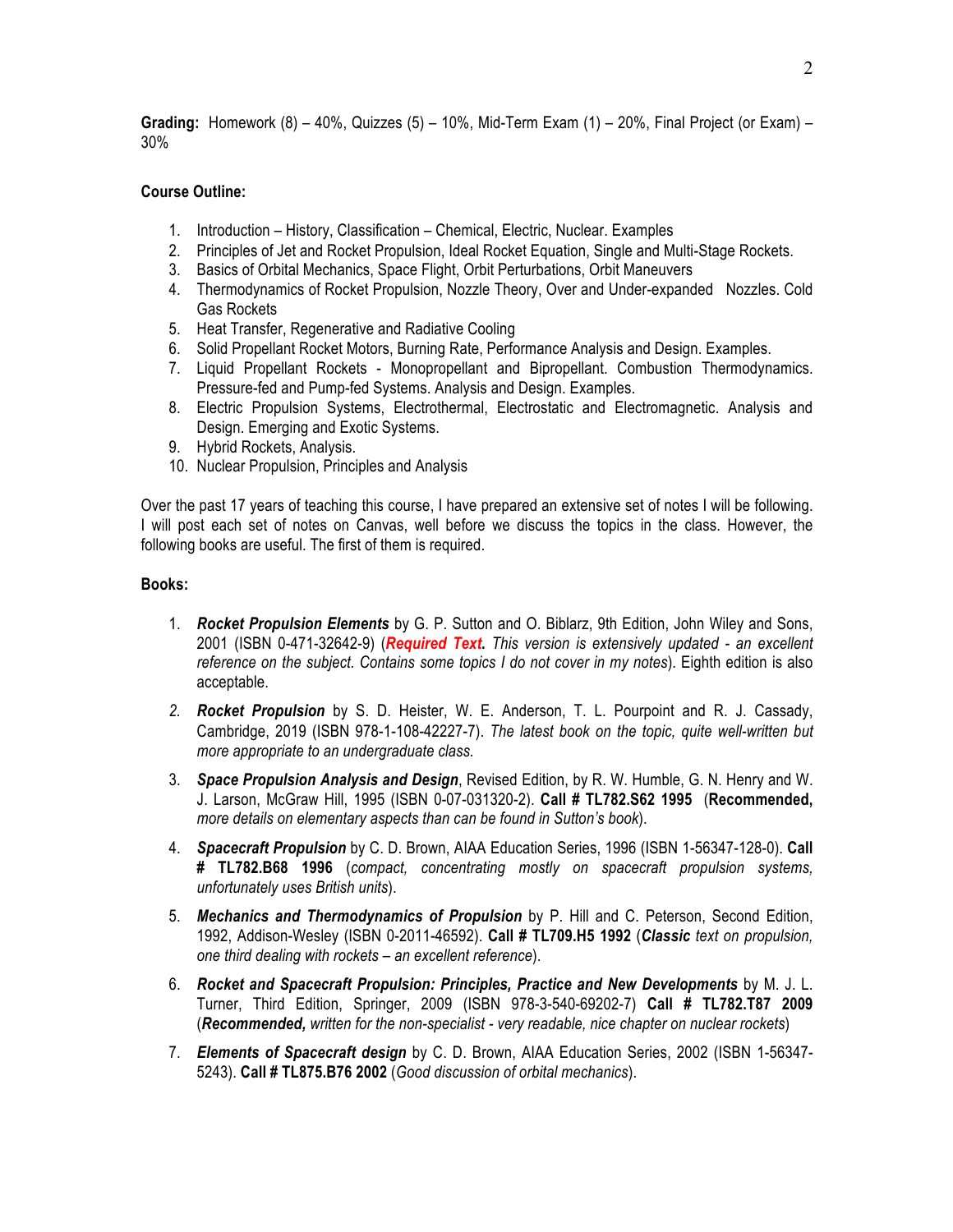**Grading:** Homework (8) – 40%, Quizzes (5) – 10%, Mid-Term Exam (1) – 20%, Final Project (or Exam) – 30%

**Course Outline:**

1. Introduction – History, Classification – Chemical, Electric, Nuclear. Examples
2. Principles of Jet and Rocket Propulsion, Ideal Rocket Equation, Single and Multi-Stage Rockets.
3. Basics of Orbital Mechanics, Space Flight, Orbit Perturbations, Orbit Maneuvers
4. Thermodynamics of Rocket Propulsion, Nozzle Theory, Over and Under-expanded Nozzles. Cold Gas Rockets
5. Heat Transfer, Regenerative and Radiative Cooling
6. Solid Propellant Rocket Motors, Burning Rate, Performance Analysis and Design. Examples.
7. Liquid Propellant Rockets - Monopropellant and Bipropellant. Combustion Thermodynamics. Pressure-fed and Pump-fed Systems. Analysis and Design. Examples.
8. Electric Propulsion Systems, Electrothermal, Electrostatic and Electromagnetic. Analysis and Design. Emerging and Exotic Systems.
9. Hybrid Rockets, Analysis.
10. Nuclear Propulsion, Principles and Analysis

Over the past 17 years of teaching this course, I have prepared an extensive set of notes I will be following. I will post each set of notes on Canvas, well before we discuss the topics in the class. However, the following books are useful. The first of them is required.

**Books:**

1. ***Rocket Propulsion Elements*** by G. P. Sutton and O. Biblarz, 9th Edition, John Wiley and Sons, 2001 (ISBN 0-471-32642-9) (***Required Text.*** *This version is extensively updated - an excellent reference on the subject. Contains some topics I do not cover in my notes*). Eighth edition is also acceptable.

2. ***Rocket Propulsion*** by S. D. Heister, W. E. Anderson, T. L. Pourpoint and R. J. Cassady, Cambridge, 2019 (ISBN 978-1-108-42227-7). *The latest book on the topic, quite well-written but more appropriate to an undergraduate class.*

3. ***Space Propulsion Analysis and Design***, Revised Edition, by R. W. Humble, G. N. Henry and W. J. Larson, McGraw Hill, 1995 (ISBN 0-07-031320-2). **Call # TL782.S62 1995** (**Recommended,** *more details on elementary aspects than can be found in Sutton's book*).

4. ***Spacecraft Propulsion*** by C. D. Brown, AIAA Education Series, 1996 (ISBN 1-56347-128-0). **Call # TL782.B68 1996** (*compact, concentrating mostly on spacecraft propulsion systems, unfortunately uses British units*).

5. ***Mechanics and Thermodynamics of Propulsion*** by P. Hill and C. Peterson, Second Edition, 1992, Addison-Wesley (ISBN 0-2011-46592). **Call # TL709.H5 1992** (***Classic*** *text on propulsion, one third dealing with rockets – an excellent reference*).

6. ***Rocket and Spacecraft Propulsion: Principles, Practice and New Developments*** by M. J. L. Turner, Third Edition, Springer, 2009 (ISBN 978-3-540-69202-7) **Call # TL782.T87 2009** (***Recommended,*** *written for the non-specialist - very readable, nice chapter on nuclear rockets*)

7. ***Elements of Spacecraft design*** by C. D. Brown, AIAA Education Series, 2002 (ISBN 1-56347-5243). **Call # TL875.B76 2002** (*Good discussion of orbital mechanics*).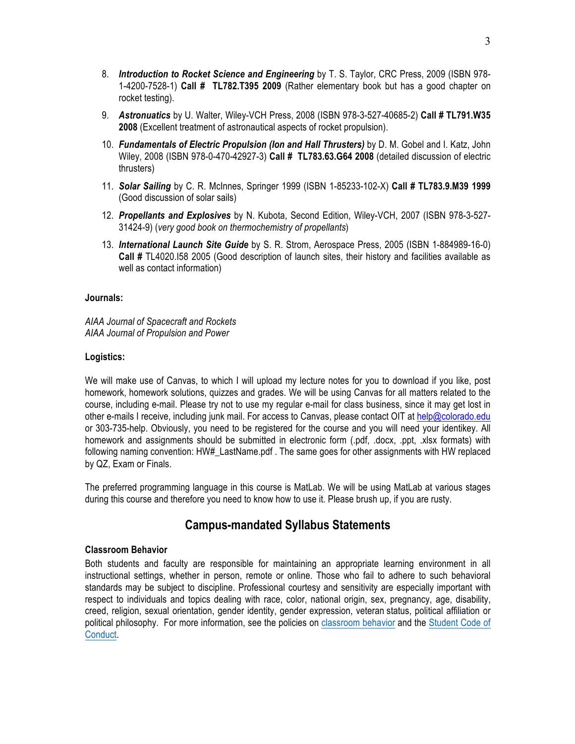8. ***Introduction to Rocket Science and Engineering*** by T. S. Taylor, CRC Press, 2009 (ISBN 978-1-4200-7528-1) **Call # TL782.T395 2009** (Rather elementary book but has a good chapter on rocket testing).

9. ***Astronuatics*** by U. Walter, Wiley-VCH Press, 2008 (ISBN 978-3-527-40685-2) **Call # TL791.W35 2008** (Excellent treatment of astronautical aspects of rocket propulsion).

10. ***Fundamentals of Electric Propulsion (Ion and Hall Thrusters)*** by D. M. Gobel and I. Katz, John Wiley, 2008 (ISBN 978-0-470-42927-3) **Call # TL783.63.G64 2008** (detailed discussion of electric thrusters)

11. ***Solar Sailing*** by C. R. McInnes, Springer 1999 (ISBN 1-85233-102-X) **Call # TL783.9.M39 1999** (Good discussion of solar sails)

12. ***Propellants and Explosives*** by N. Kubota, Second Edition, Wiley-VCH, 2007 (ISBN 978-3-527-31424-9) (*very good book on thermochemistry of propellants*)

13. ***International Launch Site Guide*** by S. R. Strom, Aerospace Press, 2005 (ISBN 1-884989-16-0) **Call #** TL4020.I58 2005 (Good description of launch sites, their history and facilities available as well as contact information)

**Journals:**

*AIAA Journal of Spacecraft and Rockets*
*AIAA Journal of Propulsion and Power*

**Logistics:**

We will make use of Canvas, to which I will upload my lecture notes for you to download if you like, post homework, homework solutions, quizzes and grades. We will be using Canvas for all matters related to the course, including e-mail. Please try not to use my regular e-mail for class business, since it may get lost in other e-mails I receive, including junk mail. For access to Canvas, please contact OIT at help@colorado.edu or 303-735-help. Obviously, you need to be registered for the course and you will need your identikey. All homework and assignments should be submitted in electronic form (.pdf, .docx, .ppt, .xlsx formats) with following naming convention: HW#_LastName.pdf . The same goes for other assignments with HW replaced by QZ, Exam or Finals.

The preferred programming language in this course is MatLab. We will be using MatLab at various stages during this course and therefore you need to know how to use it. Please brush up, if you are rusty.

## Campus-mandated Syllabus Statements

**Classroom Behavior**

Both students and faculty are responsible for maintaining an appropriate learning environment in all instructional settings, whether in person, remote or online. Those who fail to adhere to such behavioral standards may be subject to discipline. Professional courtesy and sensitivity are especially important with respect to individuals and topics dealing with race, color, national origin, sex, pregnancy, age, disability, creed, religion, sexual orientation, gender identity, gender expression, veteran status, political affiliation or political philosophy. For more information, see the policies on classroom behavior and the Student Code of Conduct.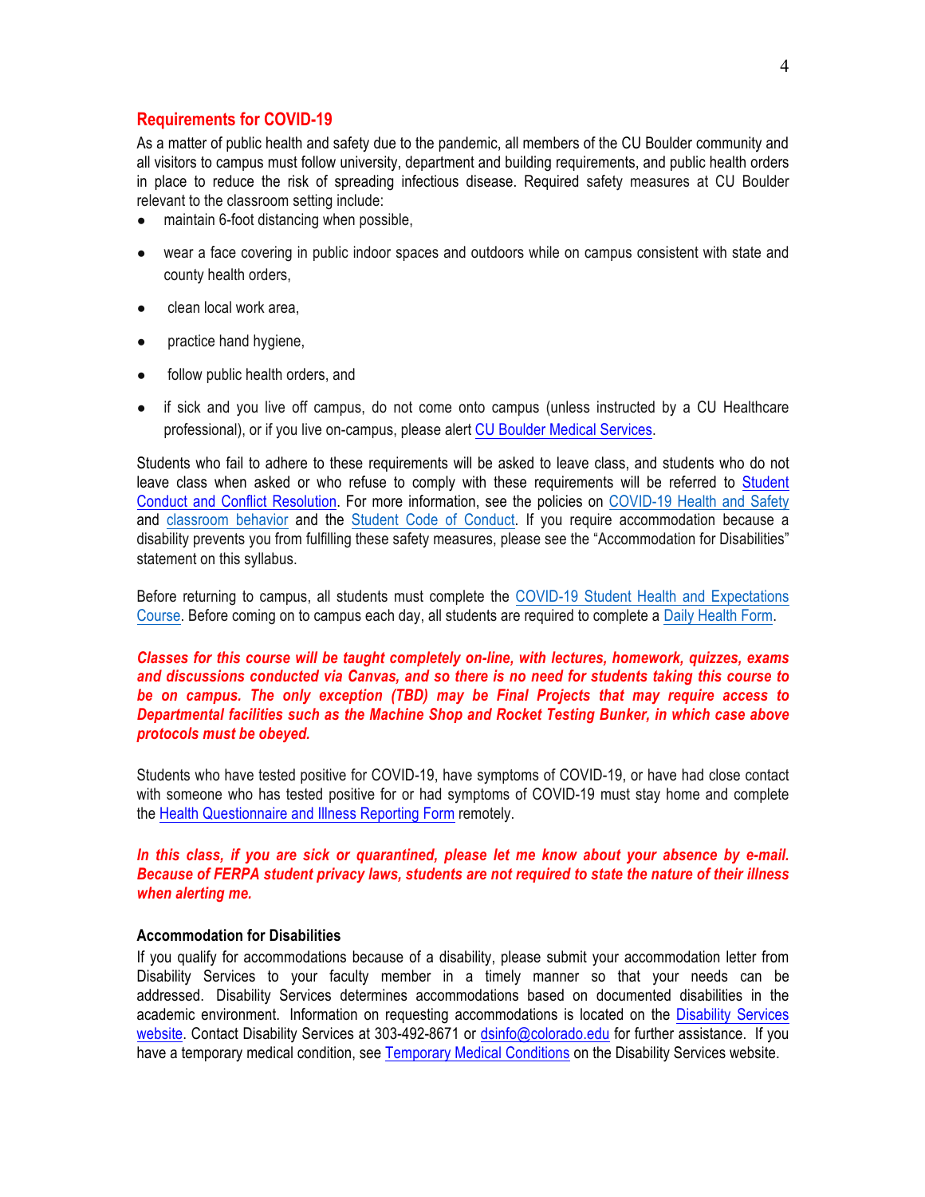## Requirements for COVID-19

As a matter of public health and safety due to the pandemic, all members of the CU Boulder community and all visitors to campus must follow university, department and building requirements, and public health orders in place to reduce the risk of spreading infectious disease. Required safety measures at CU Boulder relevant to the classroom setting include:

- maintain 6-foot distancing when possible,
- wear a face covering in public indoor spaces and outdoors while on campus consistent with state and county health orders,
- clean local work area,
- practice hand hygiene,
- follow public health orders, and
- if sick and you live off campus, do not come onto campus (unless instructed by a CU Healthcare professional), or if you live on-campus, please alert CU Boulder Medical Services.

Students who fail to adhere to these requirements will be asked to leave class, and students who do not leave class when asked or who refuse to comply with these requirements will be referred to Student Conduct and Conflict Resolution. For more information, see the policies on COVID-19 Health and Safety and classroom behavior and the Student Code of Conduct. If you require accommodation because a disability prevents you from fulfilling these safety measures, please see the "Accommodation for Disabilities" statement on this syllabus.

Before returning to campus, all students must complete the COVID-19 Student Health and Expectations Course. Before coming on to campus each day, all students are required to complete a Daily Health Form.

***Classes for this course will be taught completely on-line, with lectures, homework, quizzes, exams and discussions conducted via Canvas, and so there is no need for students taking this course to be on campus. The only exception (TBD) may be Final Projects that may require access to Departmental facilities such as the Machine Shop and Rocket Testing Bunker, in which case above protocols must be obeyed.***

Students who have tested positive for COVID-19, have symptoms of COVID-19, or have had close contact with someone who has tested positive for or had symptoms of COVID-19 must stay home and complete the Health Questionnaire and Illness Reporting Form remotely.

***In this class, if you are sick or quarantined, please let me know about your absence by e-mail. Because of FERPA student privacy laws, students are not required to state the nature of their illness when alerting me.***

### Accommodation for Disabilities

If you qualify for accommodations because of a disability, please submit your accommodation letter from Disability Services to your faculty member in a timely manner so that your needs can be addressed. Disability Services determines accommodations based on documented disabilities in the academic environment. Information on requesting accommodations is located on the Disability Services website. Contact Disability Services at 303-492-8671 or dsinfo@colorado.edu for further assistance. If you have a temporary medical condition, see Temporary Medical Conditions on the Disability Services website.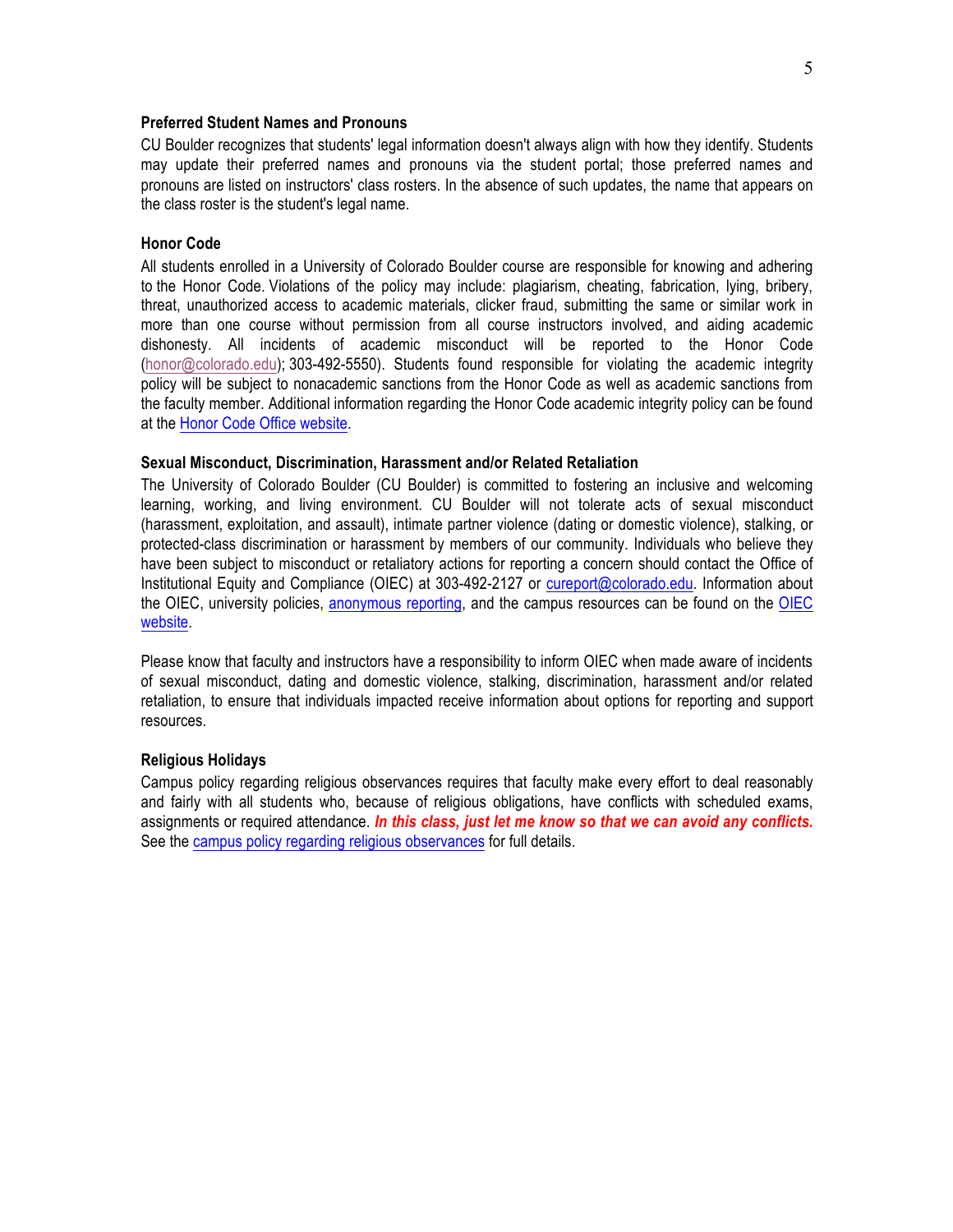**Preferred Student Names and Pronouns**

CU Boulder recognizes that students' legal information doesn't always align with how they identify. Students may update their preferred names and pronouns via the student portal; those preferred names and pronouns are listed on instructors' class rosters. In the absence of such updates, the name that appears on the class roster is the student's legal name.

**Honor Code**

All students enrolled in a University of Colorado Boulder course are responsible for knowing and adhering to the Honor Code. Violations of the policy may include: plagiarism, cheating, fabrication, lying, bribery, threat, unauthorized access to academic materials, clicker fraud, submitting the same or similar work in more than one course without permission from all course instructors involved, and aiding academic dishonesty. All incidents of academic misconduct will be reported to the Honor Code (honor@colorado.edu); 303-492-5550). Students found responsible for violating the academic integrity policy will be subject to nonacademic sanctions from the Honor Code as well as academic sanctions from the faculty member. Additional information regarding the Honor Code academic integrity policy can be found at the Honor Code Office website.

**Sexual Misconduct, Discrimination, Harassment and/or Related Retaliation**

The University of Colorado Boulder (CU Boulder) is committed to fostering an inclusive and welcoming learning, working, and living environment. CU Boulder will not tolerate acts of sexual misconduct (harassment, exploitation, and assault), intimate partner violence (dating or domestic violence), stalking, or protected-class discrimination or harassment by members of our community. Individuals who believe they have been subject to misconduct or retaliatory actions for reporting a concern should contact the Office of Institutional Equity and Compliance (OIEC) at 303-492-2127 or cureport@colorado.edu. Information about the OIEC, university policies, anonymous reporting, and the campus resources can be found on the OIEC website.

Please know that faculty and instructors have a responsibility to inform OIEC when made aware of incidents of sexual misconduct, dating and domestic violence, stalking, discrimination, harassment and/or related retaliation, to ensure that individuals impacted receive information about options for reporting and support resources.

**Religious Holidays**

Campus policy regarding religious observances requires that faculty make every effort to deal reasonably and fairly with all students who, because of religious obligations, have conflicts with scheduled exams, assignments or required attendance. ***In this class, just let me know so that we can avoid any conflicts.*** See the campus policy regarding religious observances for full details.